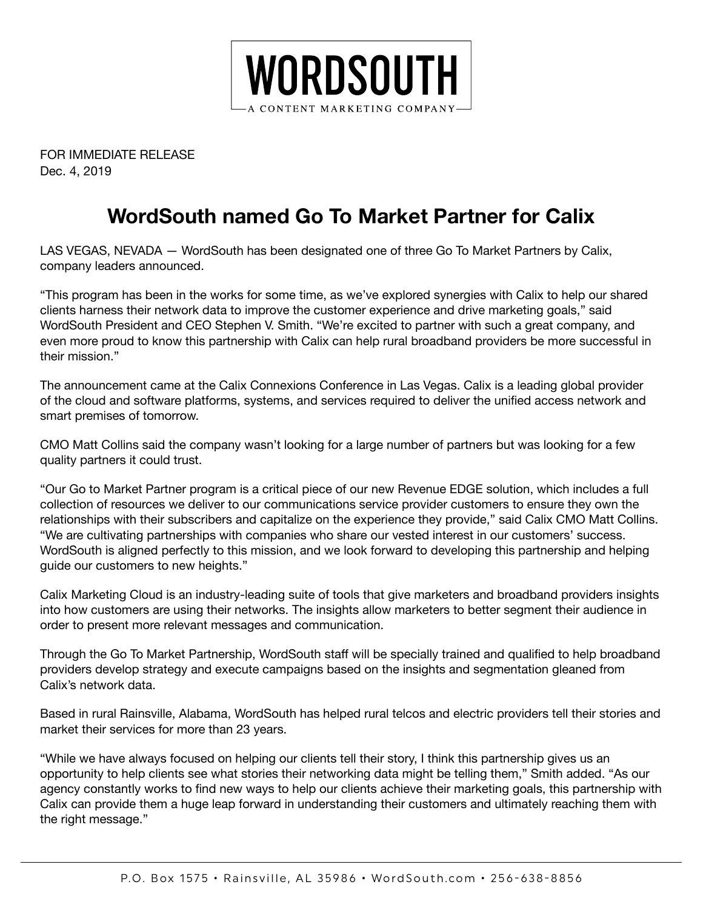# WORDSOUTH

A CONTENT MARKETING COMPANY

FOR IMMEDIATE RELEASE
Dec. 4, 2019

## WordSouth named Go To Market Partner for Calix

LAS VEGAS, NEVADA — WordSouth has been designated one of three Go To Market Partners by Calix, company leaders announced.

“This program has been in the works for some time, as we’ve explored synergies with Calix to help our shared clients harness their network data to improve the customer experience and drive marketing goals,” said WordSouth President and CEO Stephen V. Smith. “We’re excited to partner with such a great company, and even more proud to know this partnership with Calix can help rural broadband providers be more successful in their mission.”

The announcement came at the Calix Connexions Conference in Las Vegas. Calix is a leading global provider of the cloud and software platforms, systems, and services required to deliver the unified access network and smart premises of tomorrow.

CMO Matt Collins said the company wasn’t looking for a large number of partners but was looking for a few quality partners it could trust.

“Our Go to Market Partner program is a critical piece of our new Revenue EDGE solution, which includes a full collection of resources we deliver to our communications service provider customers to ensure they own the relationships with their subscribers and capitalize on the experience they provide,” said Calix CMO Matt Collins. “We are cultivating partnerships with companies who share our vested interest in our customers’ success. WordSouth is aligned perfectly to this mission, and we look forward to developing this partnership and helping guide our customers to new heights.”

Calix Marketing Cloud is an industry-leading suite of tools that give marketers and broadband providers insights into how customers are using their networks. The insights allow marketers to better segment their audience in order to present more relevant messages and communication.

Through the Go To Market Partnership, WordSouth staff will be specially trained and qualified to help broadband providers develop strategy and execute campaigns based on the insights and segmentation gleaned from Calix’s network data.

Based in rural Rainsville, Alabama, WordSouth has helped rural telcos and electric providers tell their stories and market their services for more than 23 years.

“While we have always focused on helping our clients tell their story, I think this partnership gives us an opportunity to help clients see what stories their networking data might be telling them,” Smith added. “As our agency constantly works to find new ways to help our clients achieve their marketing goals, this partnership with Calix can provide them a huge leap forward in understanding their customers and ultimately reaching them with the right message.”

P.O. Box 1575 • Rainsville, AL 35986 • WordSouth.com • 256-638-8856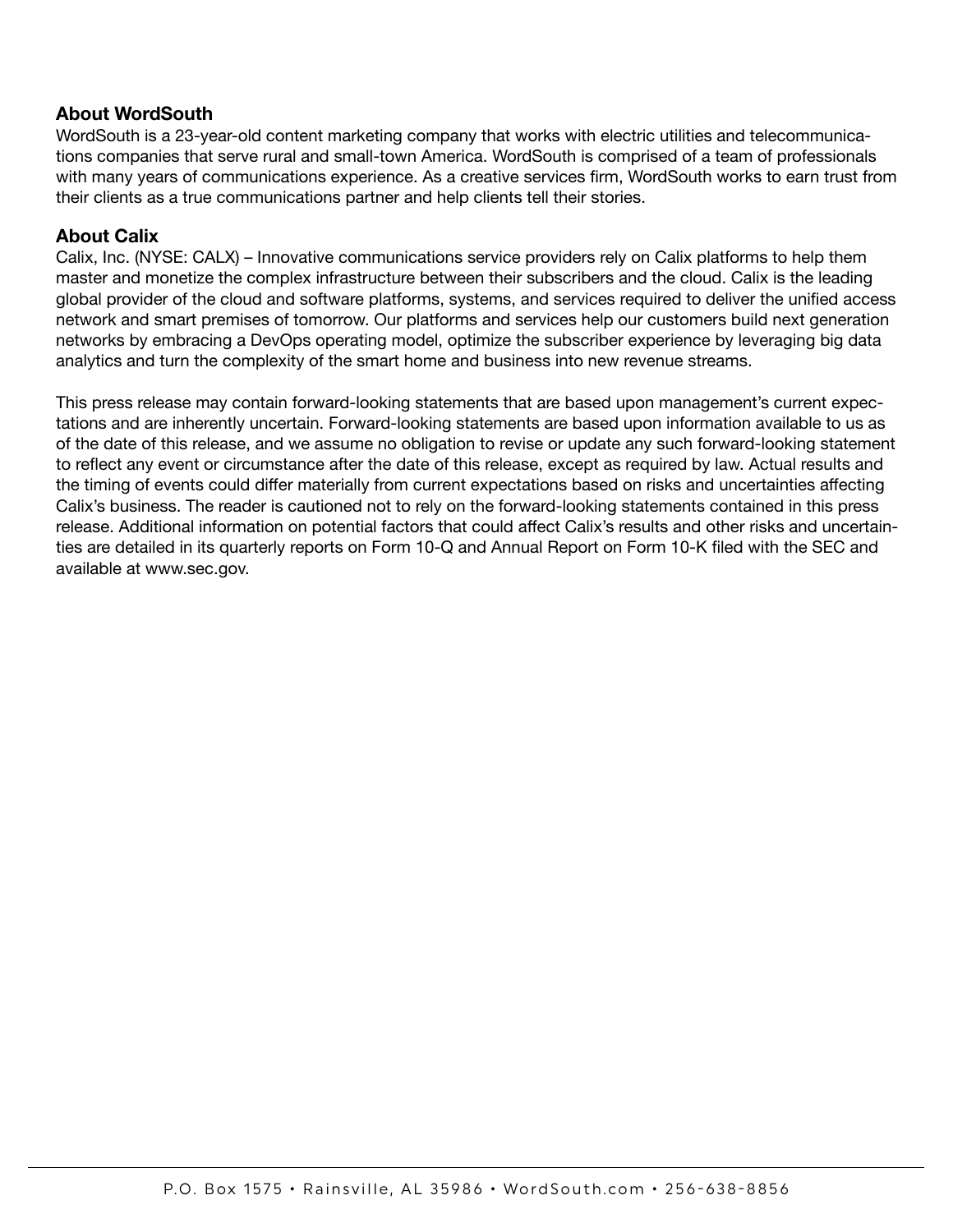**About WordSouth**

WordSouth is a 23-year-old content marketing company that works with electric utilities and telecommunications companies that serve rural and small-town America. WordSouth is comprised of a team of professionals with many years of communications experience. As a creative services firm, WordSouth works to earn trust from their clients as a true communications partner and help clients tell their stories.

**About Calix**

Calix, Inc. (NYSE: CALX) – Innovative communications service providers rely on Calix platforms to help them master and monetize the complex infrastructure between their subscribers and the cloud. Calix is the leading global provider of the cloud and software platforms, systems, and services required to deliver the unified access network and smart premises of tomorrow. Our platforms and services help our customers build next generation networks by embracing a DevOps operating model, optimize the subscriber experience by leveraging big data analytics and turn the complexity of the smart home and business into new revenue streams.

This press release may contain forward-looking statements that are based upon management's current expectations and are inherently uncertain. Forward-looking statements are based upon information available to us as of the date of this release, and we assume no obligation to revise or update any such forward-looking statement to reflect any event or circumstance after the date of this release, except as required by law. Actual results and the timing of events could differ materially from current expectations based on risks and uncertainties affecting Calix's business. The reader is cautioned not to rely on the forward-looking statements contained in this press release. Additional information on potential factors that could affect Calix's results and other risks and uncertainties are detailed in its quarterly reports on Form 10-Q and Annual Report on Form 10-K filed with the SEC and available at www.sec.gov.

P.O. Box 1575 • Rainsville, AL 35986 • WordSouth.com • 256-638-8856